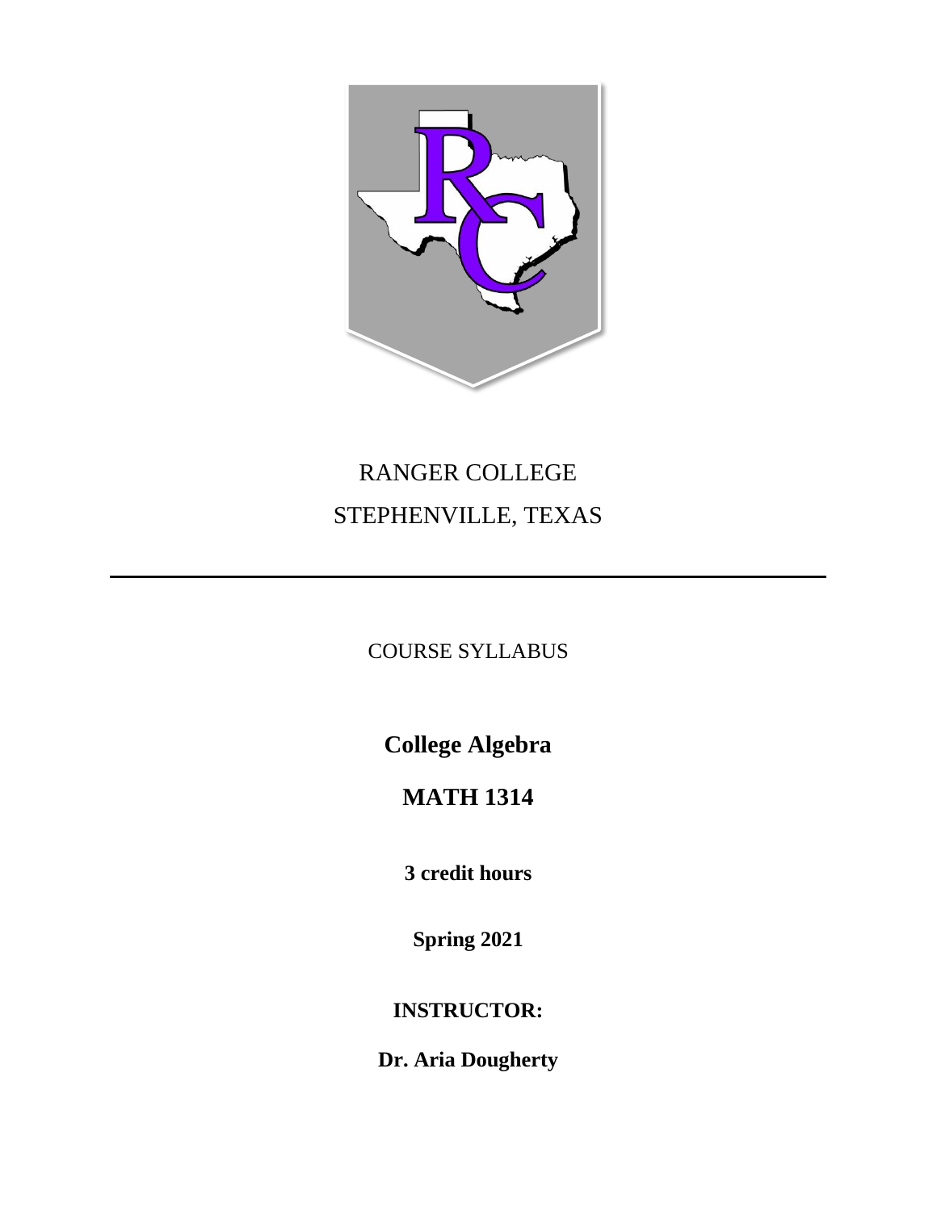RANGER COLLEGE

STEPHENVILLE, TEXAS

---

COURSE SYLLABUS

# College Algebra

# MATH 1314

**3 credit hours**

**Spring 2021**

**INSTRUCTOR:**

**Dr. Aria Dougherty**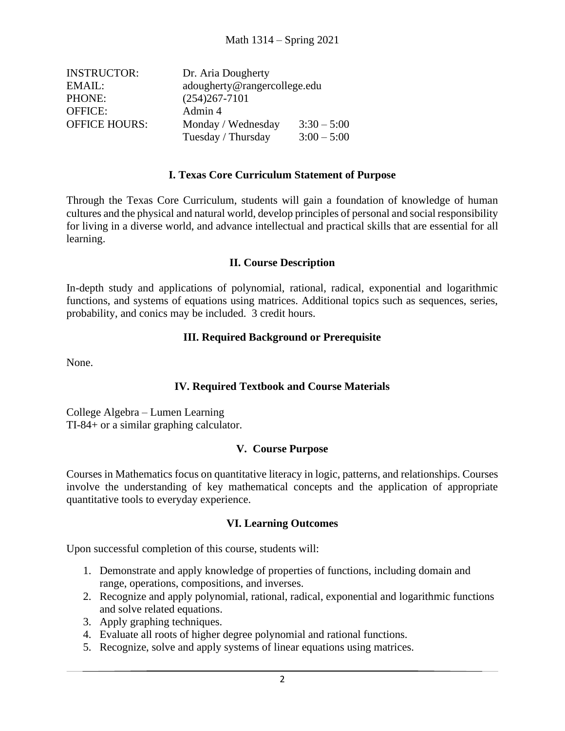Math 1314 – Spring 2021

| | | |
|---|---|---|
| INSTRUCTOR: | Dr. Aria Dougherty | |
| EMAIL: | adougherty@rangercollege.edu | |
| PHONE: | (254)267-7101 | |
| OFFICE: | Admin 4 | |
| OFFICE HOURS: | Monday / Wednesday | 3:30 – 5:00 |
| | Tuesday / Thursday | 3:00 – 5:00 |

## I. Texas Core Curriculum Statement of Purpose

Through the Texas Core Curriculum, students will gain a foundation of knowledge of human cultures and the physical and natural world, develop principles of personal and social responsibility for living in a diverse world, and advance intellectual and practical skills that are essential for all learning.

## II. Course Description

In-depth study and applications of polynomial, rational, radical, exponential and logarithmic functions, and systems of equations using matrices. Additional topics such as sequences, series, probability, and conics may be included. 3 credit hours.

## III. Required Background or Prerequisite

None.

## IV. Required Textbook and Course Materials

College Algebra – Lumen Learning
TI-84+ or a similar graphing calculator.

## V. Course Purpose

Courses in Mathematics focus on quantitative literacy in logic, patterns, and relationships. Courses involve the understanding of key mathematical concepts and the application of appropriate quantitative tools to everyday experience.

## VI. Learning Outcomes

Upon successful completion of this course, students will:

1. Demonstrate and apply knowledge of properties of functions, including domain and range, operations, compositions, and inverses.
2. Recognize and apply polynomial, rational, radical, exponential and logarithmic functions and solve related equations.
3. Apply graphing techniques.
4. Evaluate all roots of higher degree polynomial and rational functions.
5. Recognize, solve and apply systems of linear equations using matrices.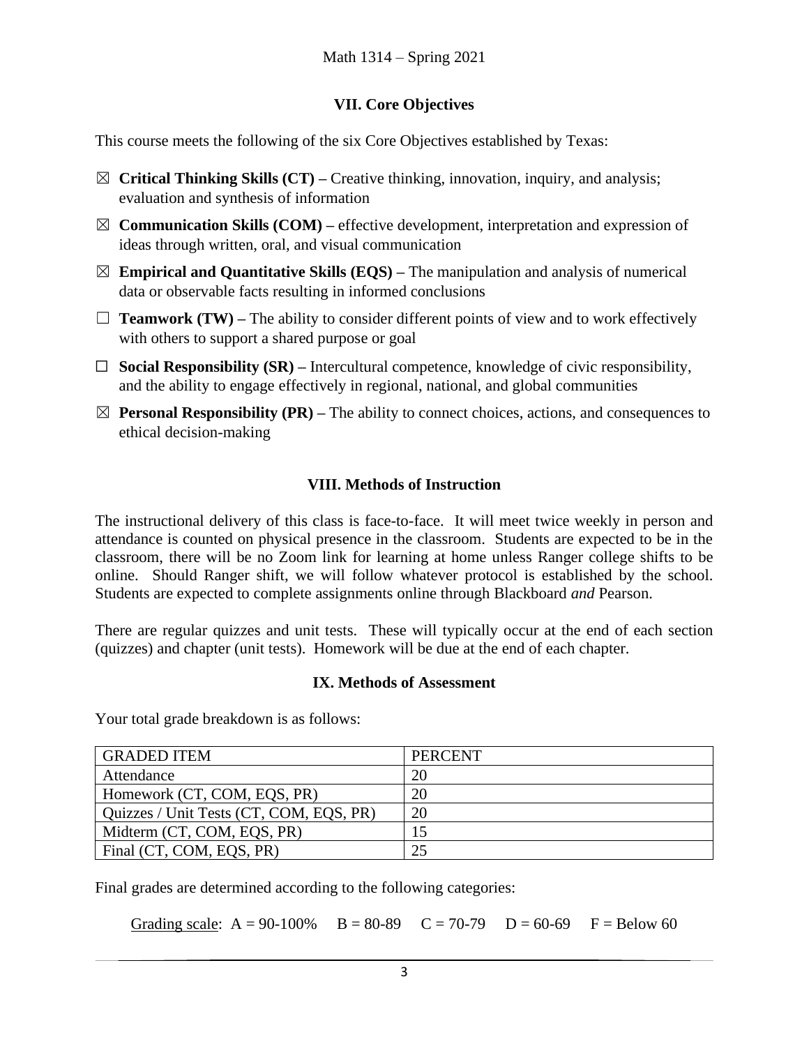## VII. Core Objectives

This course meets the following of the six Core Objectives established by Texas:

- ☒ **Critical Thinking Skills (CT) –** Creative thinking, innovation, inquiry, and analysis; evaluation and synthesis of information
- ☒ **Communication Skills (COM) –** effective development, interpretation and expression of ideas through written, oral, and visual communication
- ☒ **Empirical and Quantitative Skills (EQS) –** The manipulation and analysis of numerical data or observable facts resulting in informed conclusions
- ☐ **Teamwork (TW) –** The ability to consider different points of view and to work effectively with others to support a shared purpose or goal
- ☐ **Social Responsibility (SR) –** Intercultural competence, knowledge of civic responsibility, and the ability to engage effectively in regional, national, and global communities
- ☒ **Personal Responsibility (PR) –** The ability to connect choices, actions, and consequences to ethical decision-making

## VIII. Methods of Instruction

The instructional delivery of this class is face-to-face. It will meet twice weekly in person and attendance is counted on physical presence in the classroom. Students are expected to be in the classroom, there will be no Zoom link for learning at home unless Ranger college shifts to be online. Should Ranger shift, we will follow whatever protocol is established by the school. Students are expected to complete assignments online through Blackboard *and* Pearson.

There are regular quizzes and unit tests. These will typically occur at the end of each section (quizzes) and chapter (unit tests). Homework will be due at the end of each chapter.

## IX. Methods of Assessment

Your total grade breakdown is as follows:

| GRADED ITEM | PERCENT |
| --- | --- |
| Attendance | 20 |
| Homework (CT, COM, EQS, PR) | 20 |
| Quizzes / Unit Tests (CT, COM, EQS, PR) | 20 |
| Midterm (CT, COM, EQS, PR) | 15 |
| Final (CT, COM, EQS, PR) | 25 |

Final grades are determined according to the following categories:

Grading scale: A = 90-100% B = 80-89 C = 70-79 D = 60-69 F = Below 60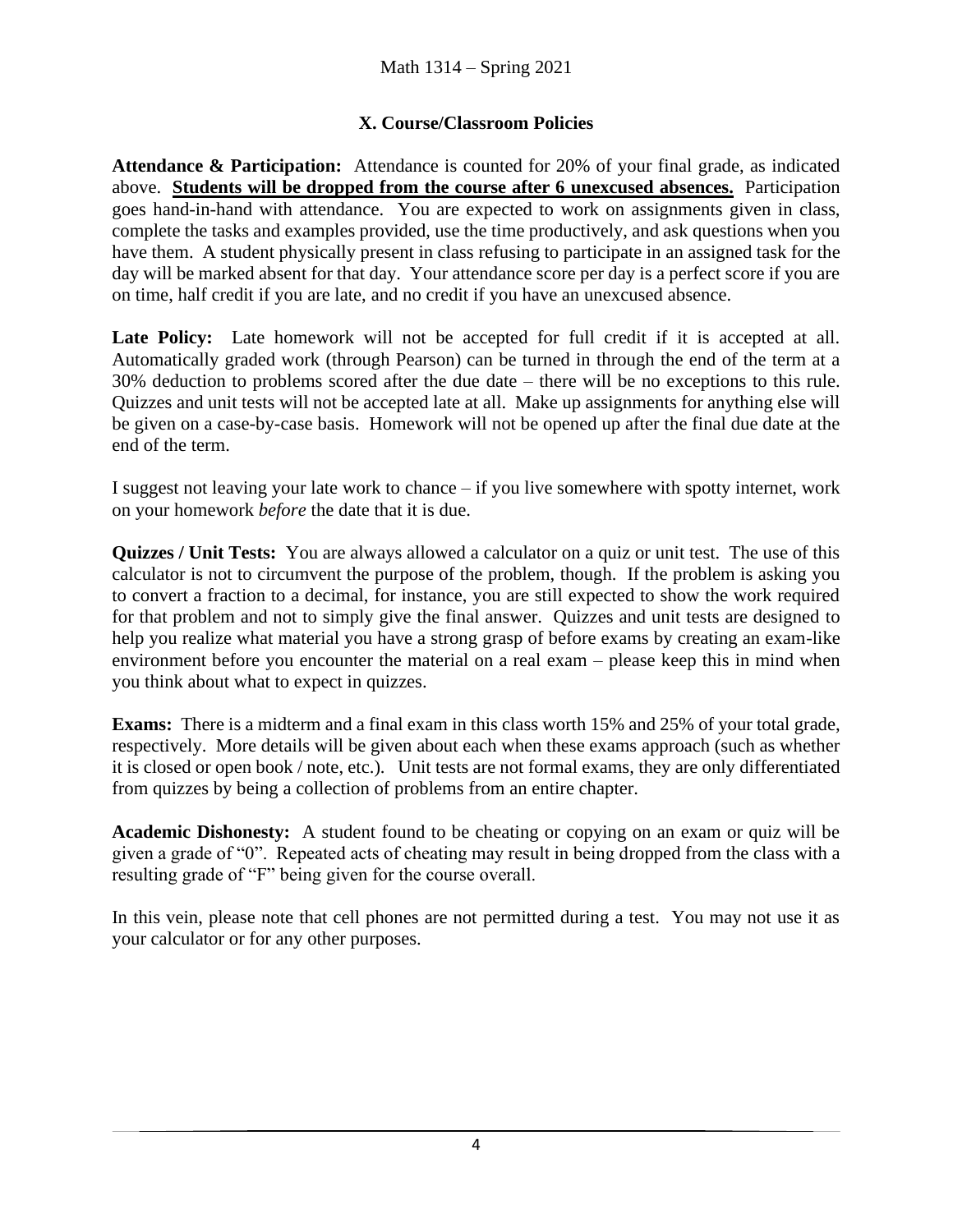## X. Course/Classroom Policies

**Attendance & Participation:** Attendance is counted for 20% of your final grade, as indicated above. **<u>Students will be dropped from the course after 6 unexcused absences.</u>** Participation goes hand-in-hand with attendance. You are expected to work on assignments given in class, complete the tasks and examples provided, use the time productively, and ask questions when you have them. A student physically present in class refusing to participate in an assigned task for the day will be marked absent for that day. Your attendance score per day is a perfect score if you are on time, half credit if you are late, and no credit if you have an unexcused absence.

**Late Policy:** Late homework will not be accepted for full credit if it is accepted at all. Automatically graded work (through Pearson) can be turned in through the end of the term at a 30% deduction to problems scored after the due date – there will be no exceptions to this rule. Quizzes and unit tests will not be accepted late at all. Make up assignments for anything else will be given on a case-by-case basis. Homework will not be opened up after the final due date at the end of the term.

I suggest not leaving your late work to chance – if you live somewhere with spotty internet, work on your homework *before* the date that it is due.

**Quizzes / Unit Tests:** You are always allowed a calculator on a quiz or unit test. The use of this calculator is not to circumvent the purpose of the problem, though. If the problem is asking you to convert a fraction to a decimal, for instance, you are still expected to show the work required for that problem and not to simply give the final answer. Quizzes and unit tests are designed to help you realize what material you have a strong grasp of before exams by creating an exam-like environment before you encounter the material on a real exam – please keep this in mind when you think about what to expect in quizzes.

**Exams:** There is a midterm and a final exam in this class worth 15% and 25% of your total grade, respectively. More details will be given about each when these exams approach (such as whether it is closed or open book / note, etc.). Unit tests are not formal exams, they are only differentiated from quizzes by being a collection of problems from an entire chapter.

**Academic Dishonesty:** A student found to be cheating or copying on an exam or quiz will be given a grade of "0". Repeated acts of cheating may result in being dropped from the class with a resulting grade of "F" being given for the course overall.

In this vein, please note that cell phones are not permitted during a test. You may not use it as your calculator or for any other purposes.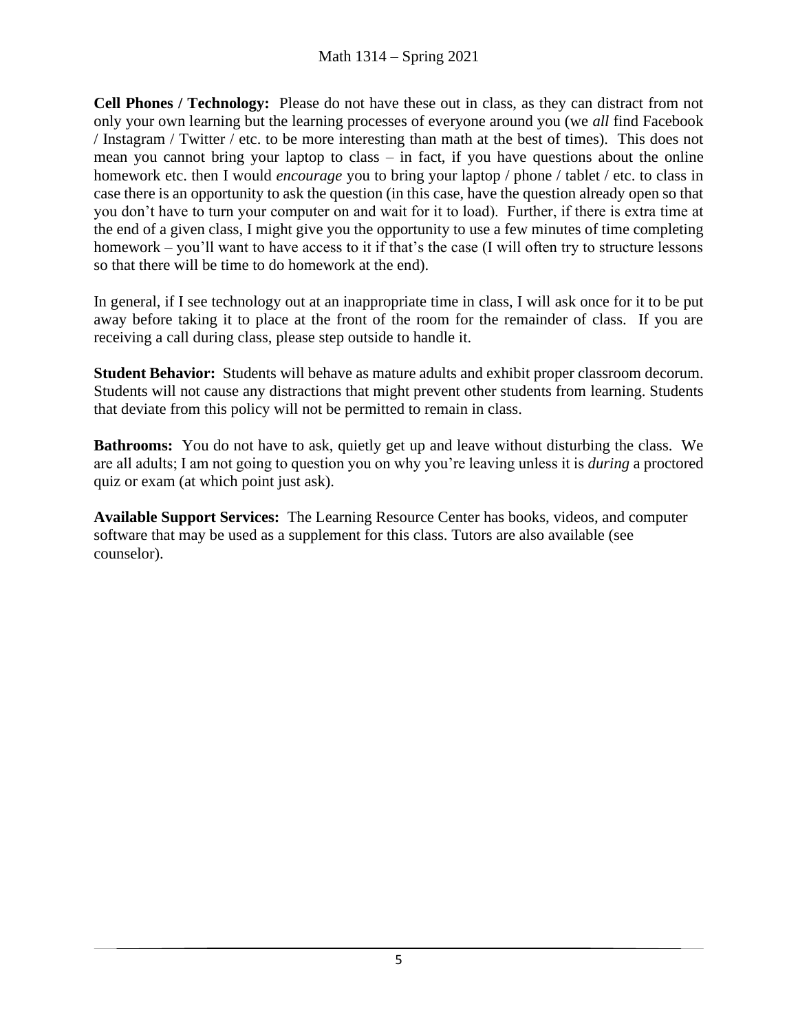**Cell Phones / Technology:** Please do not have these out in class, as they can distract from not only your own learning but the learning processes of everyone around you (we *all* find Facebook / Instagram / Twitter / etc. to be more interesting than math at the best of times). This does not mean you cannot bring your laptop to class – in fact, if you have questions about the online homework etc. then I would *encourage* you to bring your laptop / phone / tablet / etc. to class in case there is an opportunity to ask the question (in this case, have the question already open so that you don't have to turn your computer on and wait for it to load). Further, if there is extra time at the end of a given class, I might give you the opportunity to use a few minutes of time completing homework – you'll want to have access to it if that's the case (I will often try to structure lessons so that there will be time to do homework at the end).

In general, if I see technology out at an inappropriate time in class, I will ask once for it to be put away before taking it to place at the front of the room for the remainder of class. If you are receiving a call during class, please step outside to handle it.

**Student Behavior:** Students will behave as mature adults and exhibit proper classroom decorum. Students will not cause any distractions that might prevent other students from learning. Students that deviate from this policy will not be permitted to remain in class.

**Bathrooms:** You do not have to ask, quietly get up and leave without disturbing the class. We are all adults; I am not going to question you on why you're leaving unless it is *during* a proctored quiz or exam (at which point just ask).

**Available Support Services:** The Learning Resource Center has books, videos, and computer software that may be used as a supplement for this class. Tutors are also available (see counselor).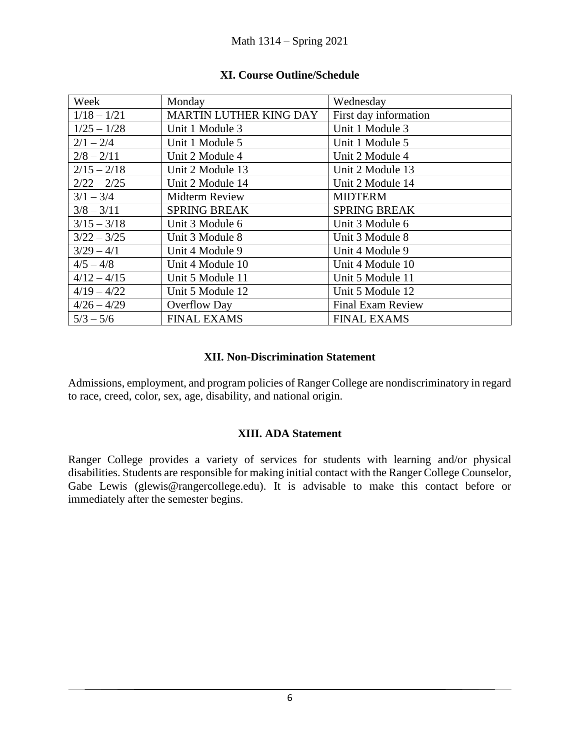### XI. Course Outline/Schedule

| Week | Monday | Wednesday |
|---|---|---|
| 1/18 – 1/21 | MARTIN LUTHER KING DAY | First day information |
| 1/25 – 1/28 | Unit 1 Module 3 | Unit 1 Module 3 |
| 2/1 – 2/4 | Unit 1 Module 5 | Unit 1 Module 5 |
| 2/8 – 2/11 | Unit 2 Module 4 | Unit 2 Module 4 |
| 2/15 – 2/18 | Unit 2 Module 13 | Unit 2 Module 13 |
| 2/22 – 2/25 | Unit 2 Module 14 | Unit 2 Module 14 |
| 3/1 – 3/4 | Midterm Review | MIDTERM |
| 3/8 – 3/11 | SPRING BREAK | SPRING BREAK |
| 3/15 – 3/18 | Unit 3 Module 6 | Unit 3 Module 6 |
| 3/22 – 3/25 | Unit 3 Module 8 | Unit 3 Module 8 |
| 3/29 – 4/1 | Unit 4 Module 9 | Unit 4 Module 9 |
| 4/5 – 4/8 | Unit 4 Module 10 | Unit 4 Module 10 |
| 4/12 – 4/15 | Unit 5 Module 11 | Unit 5 Module 11 |
| 4/19 – 4/22 | Unit 5 Module 12 | Unit 5 Module 12 |
| 4/26 – 4/29 | Overflow Day | Final Exam Review |
| 5/3 – 5/6 | FINAL EXAMS | FINAL EXAMS |

### XII. Non-Discrimination Statement

Admissions, employment, and program policies of Ranger College are nondiscriminatory in regard to race, creed, color, sex, age, disability, and national origin.

### XIII. ADA Statement

Ranger College provides a variety of services for students with learning and/or physical disabilities. Students are responsible for making initial contact with the Ranger College Counselor, Gabe Lewis (glewis@rangercollege.edu). It is advisable to make this contact before or immediately after the semester begins.